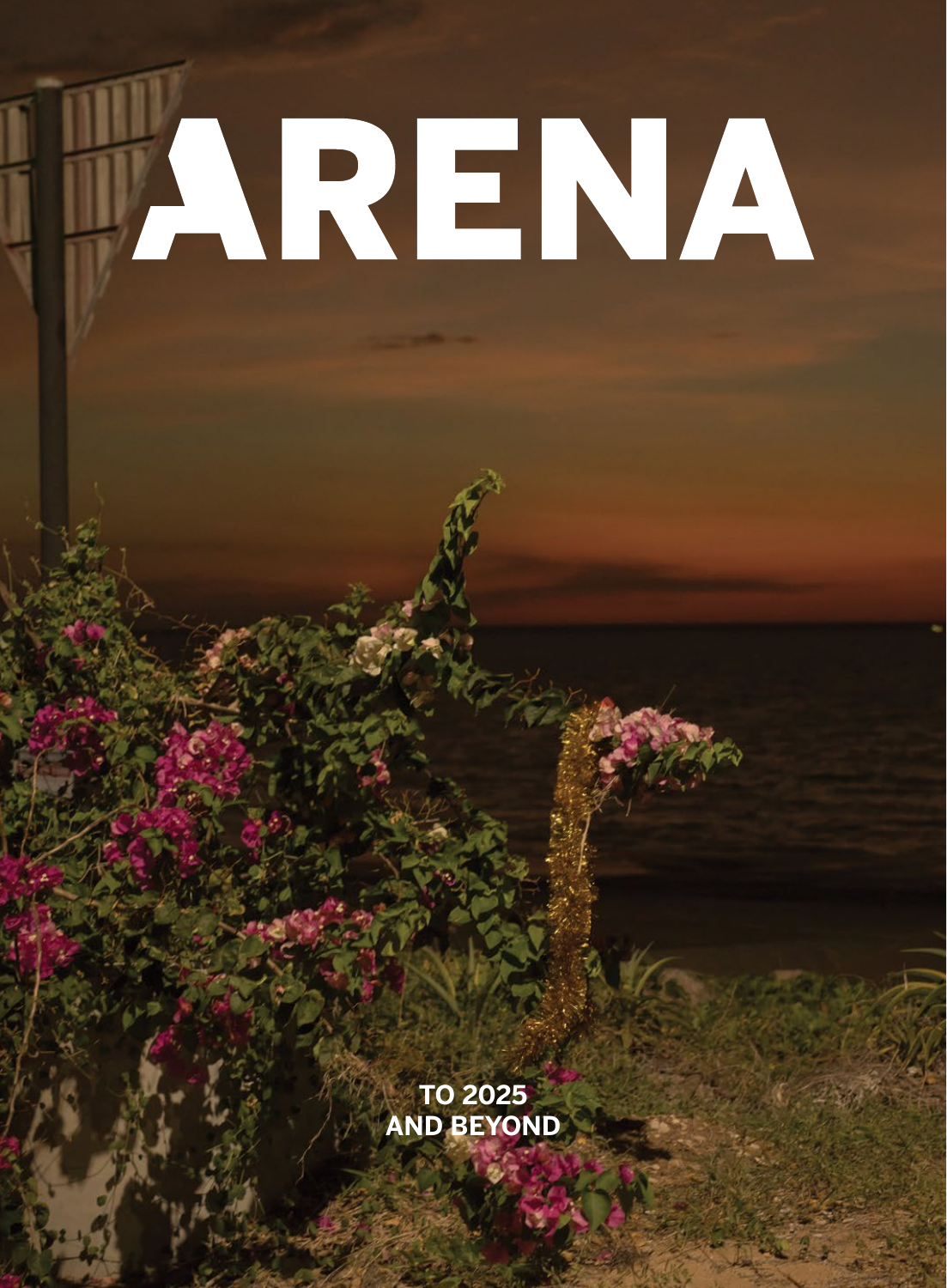# ARENA

TO 2025
AND BEYOND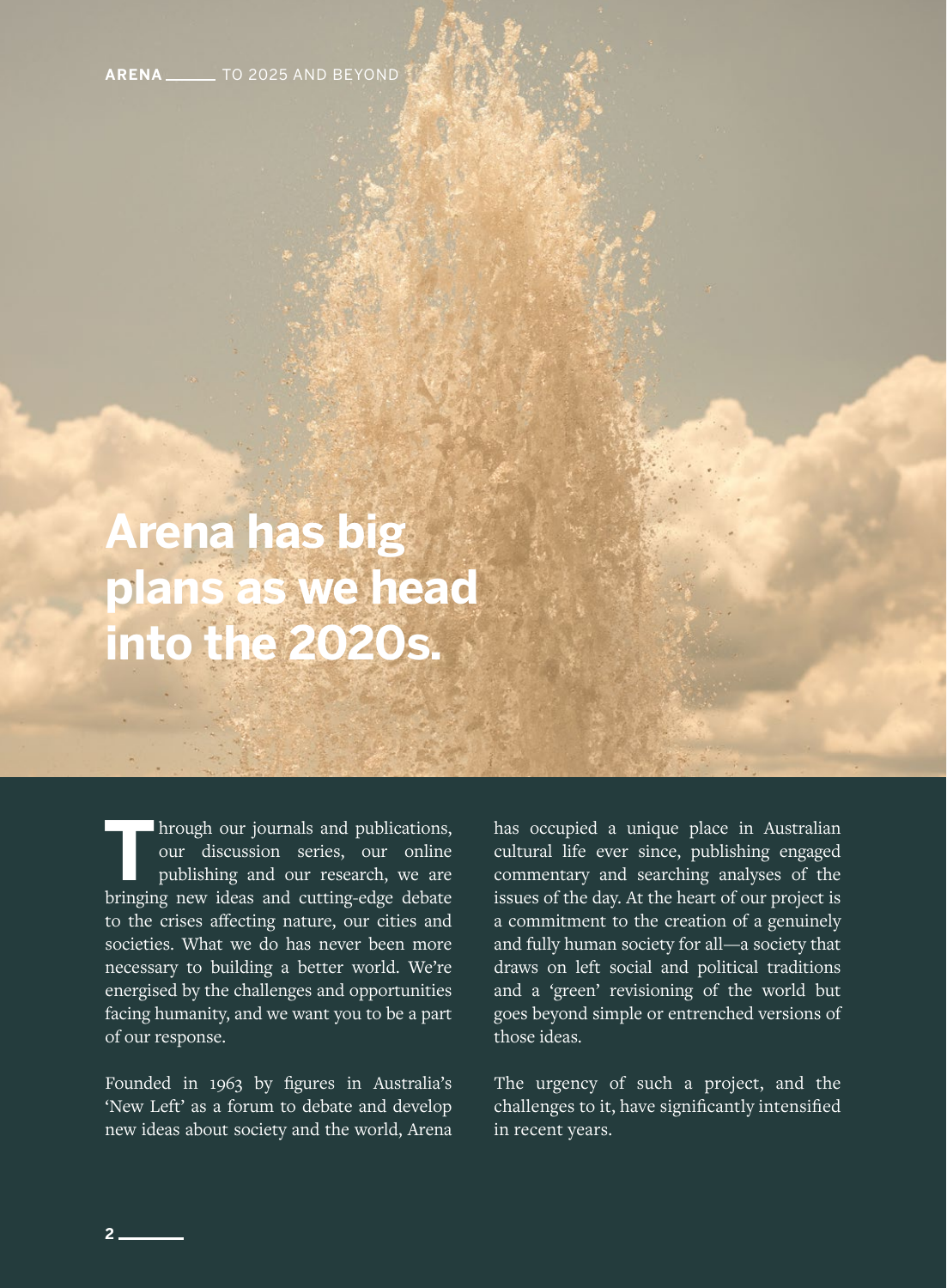# Arena has big plans as we head into the 2020s.

Through our journals and publications, our discussion series, our online publishing and our research, we are bringing new ideas and cutting-edge debate to the crises affecting nature, our cities and societies. What we do has never been more necessary to building a better world. We're energised by the challenges and opportunities facing humanity, and we want you to be a part of our response.

Founded in 1963 by figures in Australia's 'New Left' as a forum to debate and develop new ideas about society and the world, Arena has occupied a unique place in Australian cultural life ever since, publishing engaged commentary and searching analyses of the issues of the day. At the heart of our project is a commitment to the creation of a genuinely and fully human society for all—a society that draws on left social and political traditions and a 'green' revisioning of the world but goes beyond simple or entrenched versions of those ideas.

The urgency of such a project, and the challenges to it, have significantly intensified in recent years.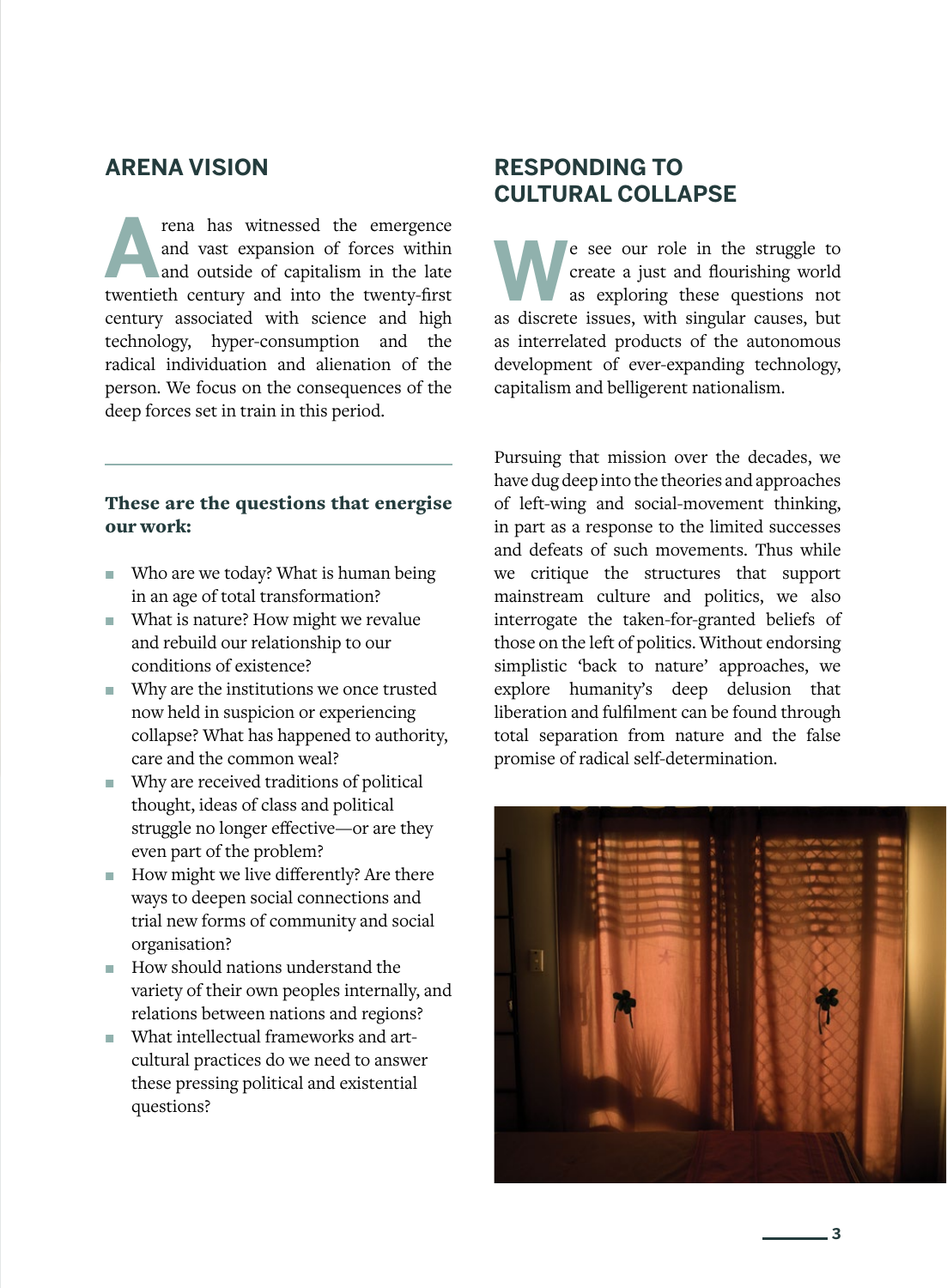## ARENA VISION

Arena has witnessed the emergence and vast expansion of forces within and outside of capitalism in the late twentieth century and into the twenty-first century associated with science and high technology, hyper-consumption and the radical individuation and alienation of the person. We focus on the consequences of the deep forces set in train in this period.

---

**These are the questions that energise our work:**

- Who are we today? What is human being in an age of total transformation?
- What is nature? How might we revalue and rebuild our relationship to our conditions of existence?
- Why are the institutions we once trusted now held in suspicion or experiencing collapse? What has happened to authority, care and the common weal?
- Why are received traditions of political thought, ideas of class and political struggle no longer effective—or are they even part of the problem?
- How might we live differently? Are there ways to deepen social connections and trial new forms of community and social organisation?
- How should nations understand the variety of their own peoples internally, and relations between nations and regions?
- What intellectual frameworks and art-cultural practices do we need to answer these pressing political and existential questions?

## RESPONDING TO CULTURAL COLLAPSE

We see our role in the struggle to create a just and flourishing world as exploring these questions not as discrete issues, with singular causes, but as interrelated products of the autonomous development of ever-expanding technology, capitalism and belligerent nationalism.

Pursuing that mission over the decades, we have dug deep into the theories and approaches of left-wing and social-movement thinking, in part as a response to the limited successes and defeats of such movements. Thus while we critique the structures that support mainstream culture and politics, we also interrogate the taken-for-granted beliefs of those on the left of politics. Without endorsing simplistic 'back to nature' approaches, we explore humanity's deep delusion that liberation and fulfilment can be found through total separation from nature and the false promise of radical self-determination.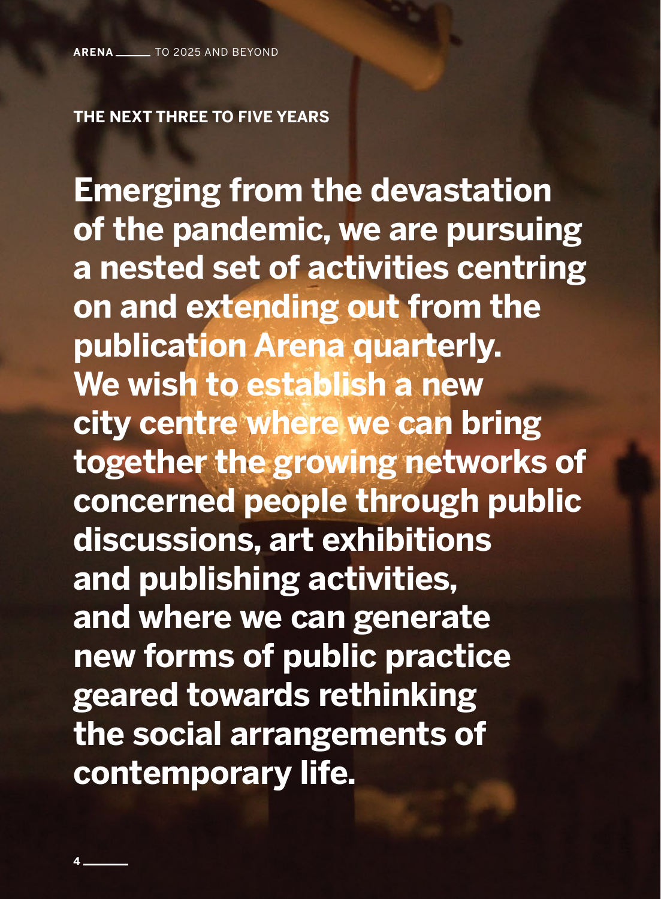## THE NEXT THREE TO FIVE YEARS

**Emerging from the devastation of the pandemic, we are pursuing a nested set of activities centring on and extending out from the publication Arena quarterly. We wish to establish a new city centre where we can bring together the growing networks of concerned people through public discussions, art exhibitions and publishing activities, and where we can generate new forms of public practice geared towards rethinking the social arrangements of contemporary life.**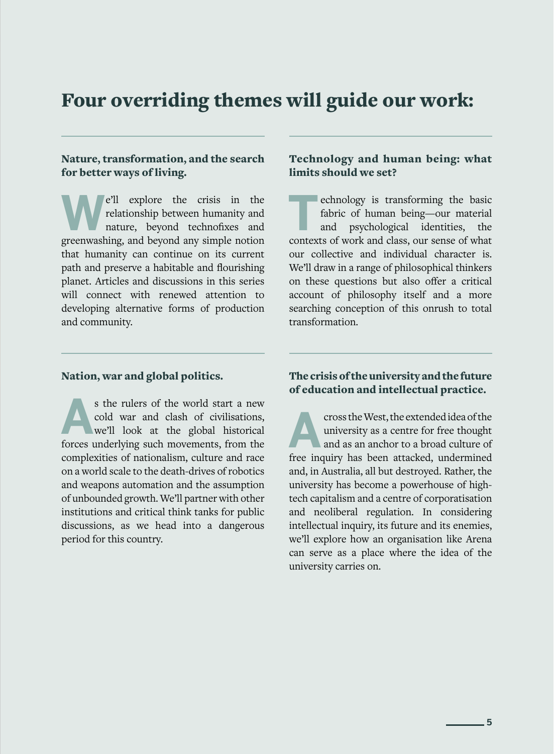# Four overriding themes will guide our work:

### Nature, transformation, and the search for better ways of living.

We'll explore the crisis in the relationship between humanity and nature, beyond technofixes and greenwashing, and beyond any simple notion that humanity can continue on its current path and preserve a habitable and flourishing planet. Articles and discussions in this series will connect with renewed attention to developing alternative forms of production and community.

### Technology and human being: what limits should we set?

Technology is transforming the basic fabric of human being—our material and psychological identities, the contexts of work and class, our sense of what our collective and individual character is. We'll draw in a range of philosophical thinkers on these questions but also offer a critical account of philosophy itself and a more searching conception of this onrush to total transformation.

### Nation, war and global politics.

As the rulers of the world start a new cold war and clash of civilisations, we'll look at the global historical forces underlying such movements, from the complexities of nationalism, culture and race on a world scale to the death-drives of robotics and weapons automation and the assumption of unbounded growth. We'll partner with other institutions and critical think tanks for public discussions, as we head into a dangerous period for this country.

### The crisis of the university and the future of education and intellectual practice.

Across the West, the extended idea of the university as a centre for free thought and as an anchor to a broad culture of free inquiry has been attacked, undermined and, in Australia, all but destroyed. Rather, the university has become a powerhouse of high-tech capitalism and a centre of corporatisation and neoliberal regulation. In considering intellectual inquiry, its future and its enemies, we'll explore how an organisation like Arena can serve as a place where the idea of the university carries on.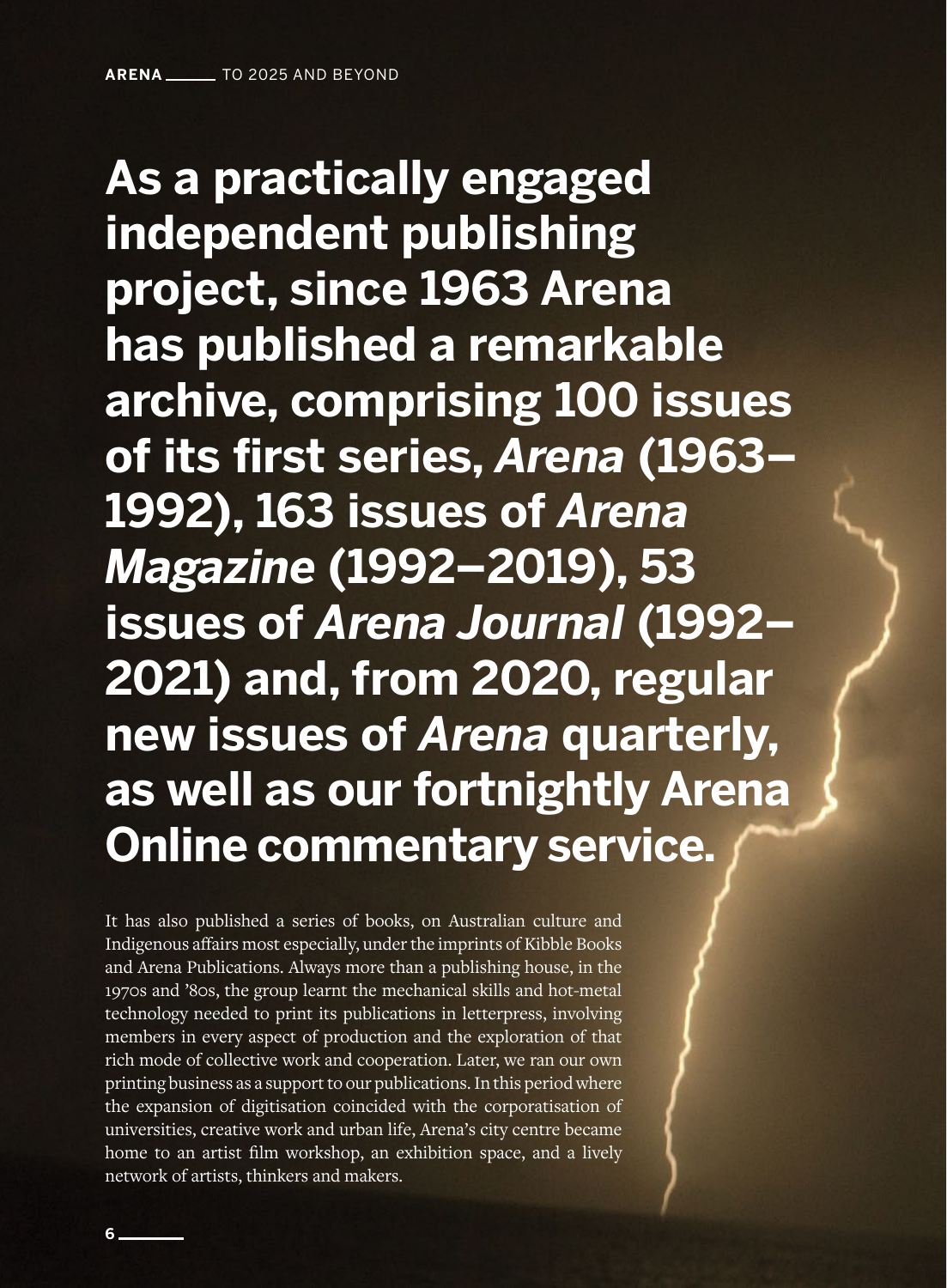**As a practically engaged independent publishing project, since 1963 Arena has published a remarkable archive, comprising 100 issues of its first series, *Arena* (1963–1992), 163 issues of *Arena Magazine* (1992–2019), 53 issues of *Arena Journal* (1992–2021) and, from 2020, regular new issues of *Arena* quarterly, as well as our fortnightly Arena Online commentary service.**

It has also published a series of books, on Australian culture and Indigenous affairs most especially, under the imprints of Kibble Books and Arena Publications. Always more than a publishing house, in the 1970s and '80s, the group learnt the mechanical skills and hot-metal technology needed to print its publications in letterpress, involving members in every aspect of production and the exploration of that rich mode of collective work and cooperation. Later, we ran our own printing business as a support to our publications. In this period where the expansion of digitisation coincided with the corporatisation of universities, creative work and urban life, Arena's city centre became home to an artist film workshop, an exhibition space, and a lively network of artists, thinkers and makers.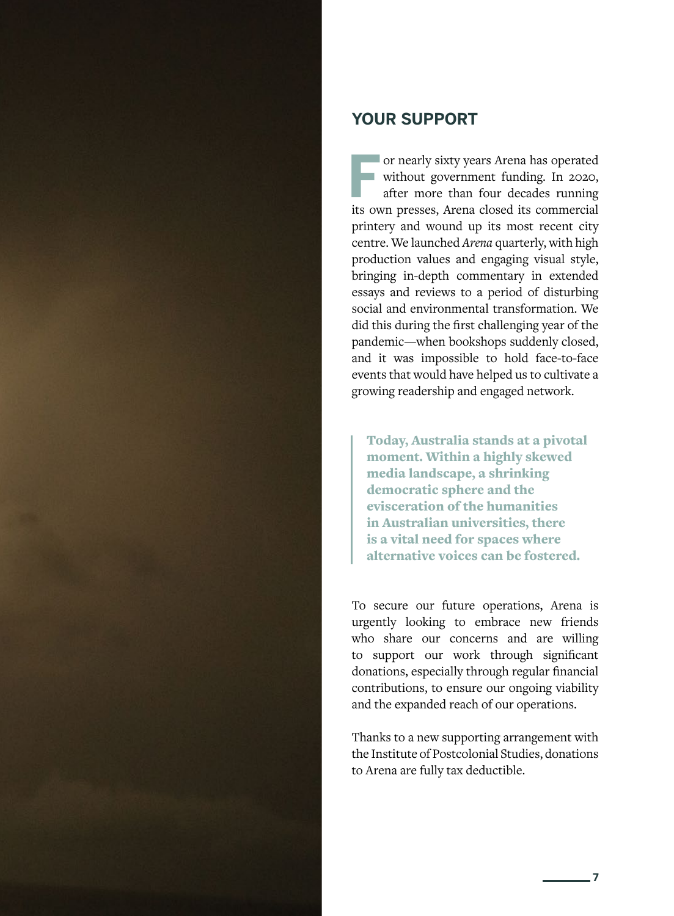## YOUR SUPPORT

For nearly sixty years Arena has operated without government funding. In 2020, after more than four decades running its own presses, Arena closed its commercial printery and wound up its most recent city centre. We launched *Arena* quarterly, with high production values and engaging visual style, bringing in-depth commentary in extended essays and reviews to a period of disturbing social and environmental transformation. We did this during the first challenging year of the pandemic—when bookshops suddenly closed, and it was impossible to hold face-to-face events that would have helped us to cultivate a growing readership and engaged network.

> **Today, Australia stands at a pivotal moment. Within a highly skewed media landscape, a shrinking democratic sphere and the evisceration of the humanities in Australian universities, there is a vital need for spaces where alternative voices can be fostered.**

To secure our future operations, Arena is urgently looking to embrace new friends who share our concerns and are willing to support our work through significant donations, especially through regular financial contributions, to ensure our ongoing viability and the expanded reach of our operations.

Thanks to a new supporting arrangement with the Institute of Postcolonial Studies, donations to Arena are fully tax deductible.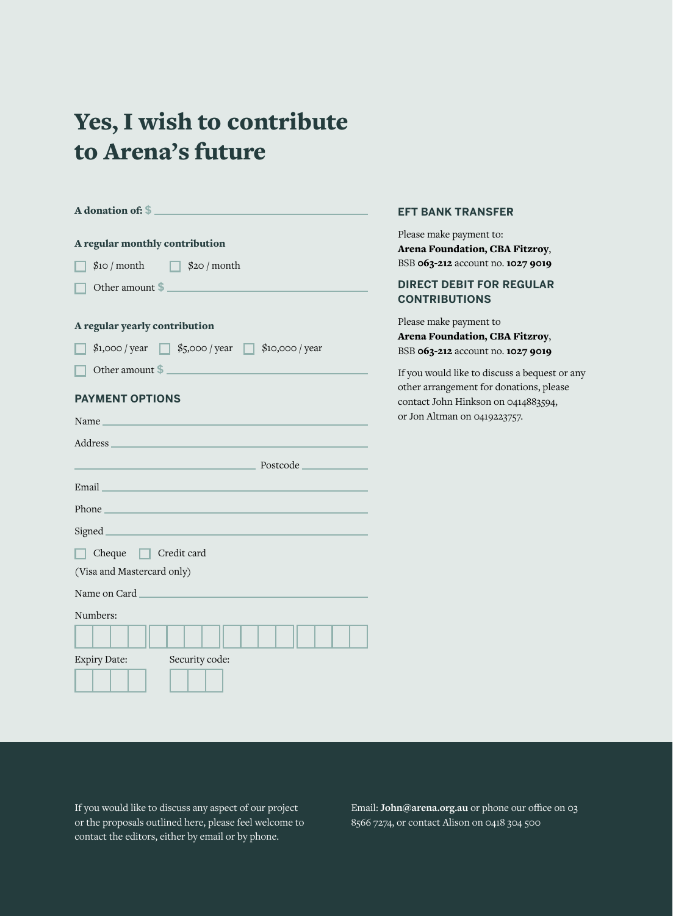# Yes, I wish to contribute to Arena's future

**A donation of:** $ ______________________

**A regular monthly contribution**

- ☐ $10 / month ☐ $20 / month
- ☐ Other amount $ ______________________

**A regular yearly contribution**

- ☐ $1,000 / year ☐ $5,000 / year ☐ $10,000 / year
- ☐ Other amount $ ______________________

## PAYMENT OPTIONS

Name ______________________

Address ______________________

______________________ Postcode __________

Email ______________________

Phone ______________________

Signed ______________________

☐ Cheque ☐ Credit card

(Visa and Mastercard only)

Name on Card ______________________

Numbers:

Expiry Date:

Security code:

## EFT BANK TRANSFER

Please make payment to:
**Arena Foundation, CBA Fitzroy**,
BSB **063-212** account no. **1027 9019**

## DIRECT DEBIT FOR REGULAR CONTRIBUTIONS

Please make payment to
**Arena Foundation, CBA Fitzroy**,
BSB **063-212** account no. **1027 9019**

If you would like to discuss a bequest or any other arrangement for donations, please contact John Hinkson on 0414883594, or Jon Altman on 0419223757.

If you would like to discuss any aspect of our project or the proposals outlined here, please feel welcome to contact the editors, either by email or by phone.

Email: **John@arena.org.au** or phone our office on 03 8566 7274, or contact Alison on 0418 304 500